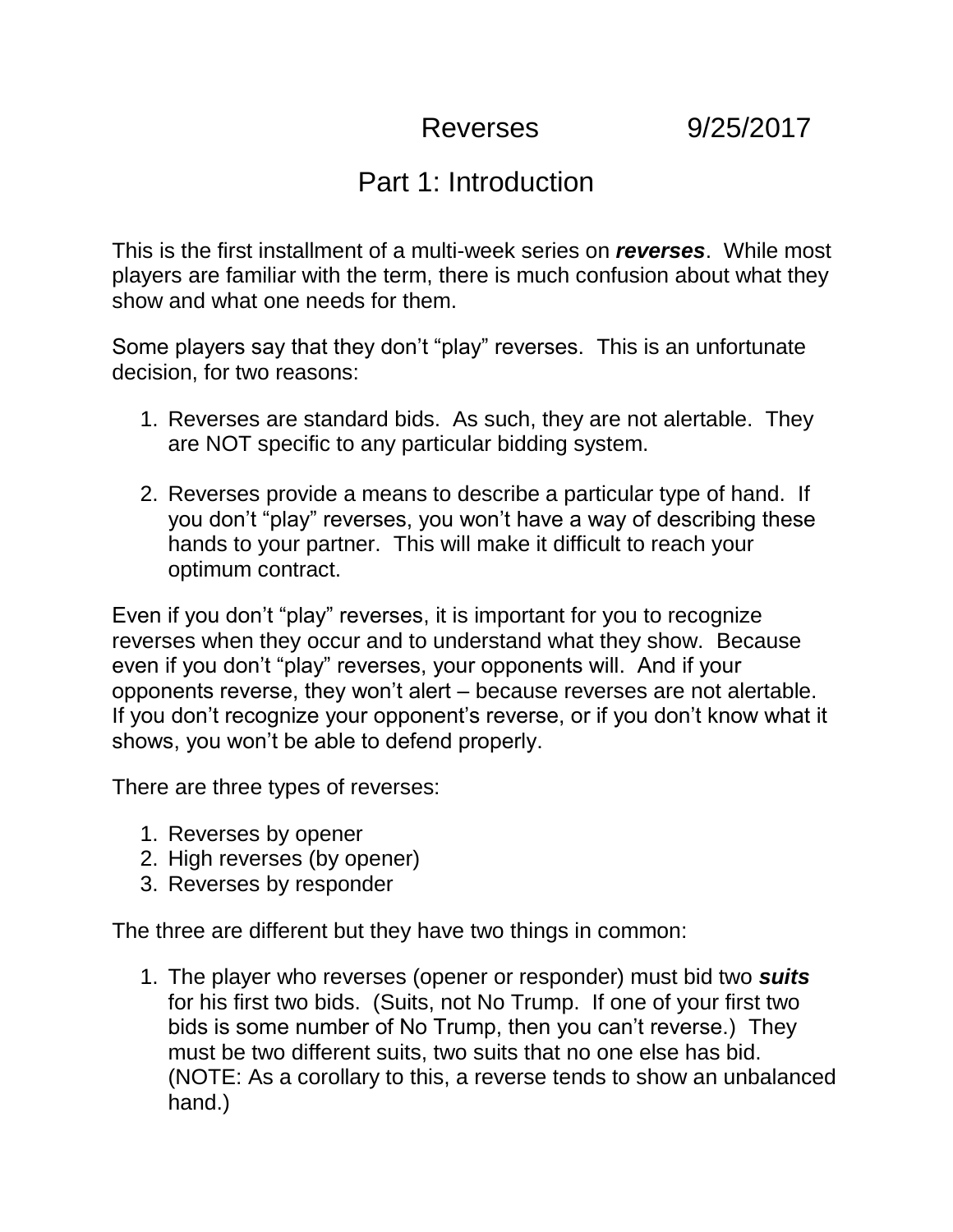# Reverses 9/25/2017

## Part 1: Introduction

This is the first installment of a multi-week series on ***reverses***. While most players are familiar with the term, there is much confusion about what they show and what one needs for them.

Some players say that they don't "play" reverses. This is an unfortunate decision, for two reasons:

1. Reverses are standard bids. As such, they are not alertable. They are NOT specific to any particular bidding system.

2. Reverses provide a means to describe a particular type of hand. If you don't "play" reverses, you won't have a way of describing these hands to your partner. This will make it difficult to reach your optimum contract.

Even if you don't "play" reverses, it is important for you to recognize reverses when they occur and to understand what they show. Because even if you don't "play" reverses, your opponents will. And if your opponents reverse, they won't alert – because reverses are not alertable. If you don't recognize your opponent's reverse, or if you don't know what it shows, you won't be able to defend properly.

There are three types of reverses:

1. Reverses by opener
2. High reverses (by opener)
3. Reverses by responder

The three are different but they have two things in common:

1. The player who reverses (opener or responder) must bid two ***suits*** for his first two bids. (Suits, not No Trump. If one of your first two bids is some number of No Trump, then you can't reverse.) They must be two different suits, two suits that no one else has bid. (NOTE: As a corollary to this, a reverse tends to show an unbalanced hand.)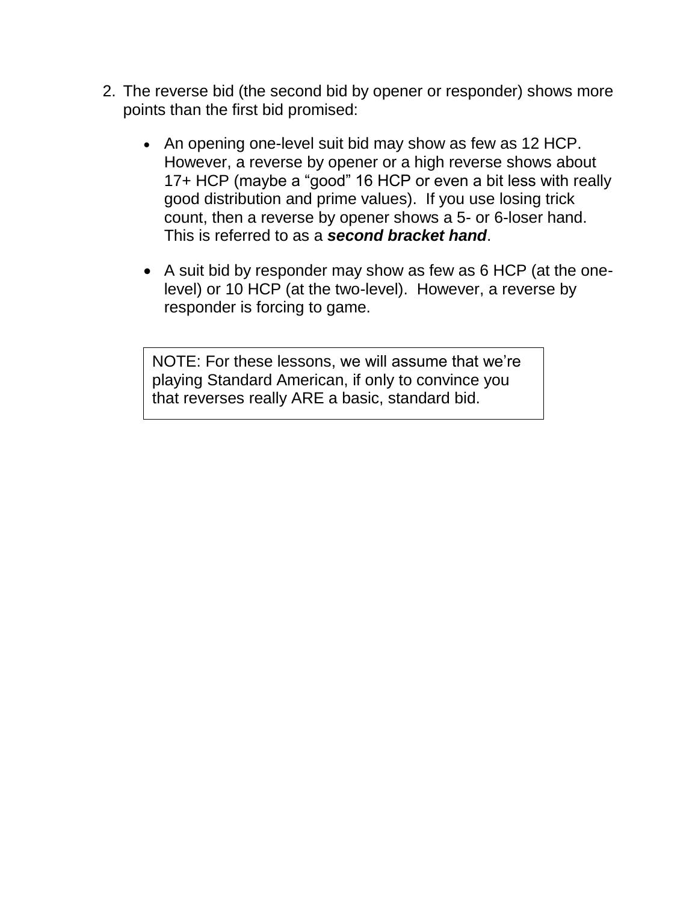2. The reverse bid (the second bid by opener or responder) shows more points than the first bid promised:

   - An opening one-level suit bid may show as few as 12 HCP. However, a reverse by opener or a high reverse shows about 17+ HCP (maybe a “good” 16 HCP or even a bit less with really good distribution and prime values). If you use losing trick count, then a reverse by opener shows a 5- or 6-loser hand. This is referred to as a ***second bracket hand***.

   - A suit bid by responder may show as few as 6 HCP (at the one-level) or 10 HCP (at the two-level). However, a reverse by responder is forcing to game.

> NOTE: For these lessons, we will assume that we’re playing Standard American, if only to convince you that reverses really ARE a basic, standard bid.